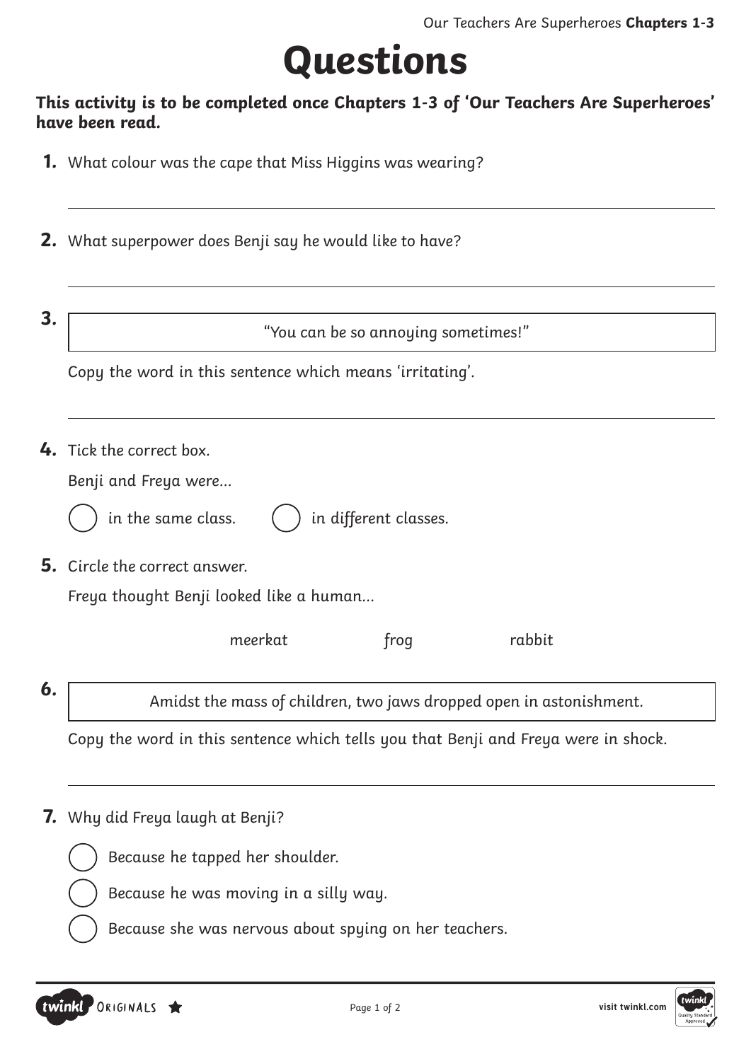# Questions

**This activity is to be completed once Chapters 1-3 of 'Our Teachers Are Superheroes' have been read.**

**1.** What colour was the cape that Miss Higgins was wearing?

---

**2.** What superpower does Benji say he would like to have?

---

**3.**

> "You can be so annoying sometimes!"

Copy the word in this sentence which means 'irritating'.

---

**4.** Tick the correct box.

Benji and Freya were…

◯ in the same class. ◯ in different classes.

**5.** Circle the correct answer.

Freya thought Benji looked like a human…

meerkat frog rabbit

**6.**

> Amidst the mass of children, two jaws dropped open in astonishment.

Copy the word in this sentence which tells you that Benji and Freya were in shock.

---

**7.** Why did Freya laugh at Benji?

◯ Because he tapped her shoulder.

◯ Because he was moving in a silly way.

◯ Because she was nervous about spying on her teachers.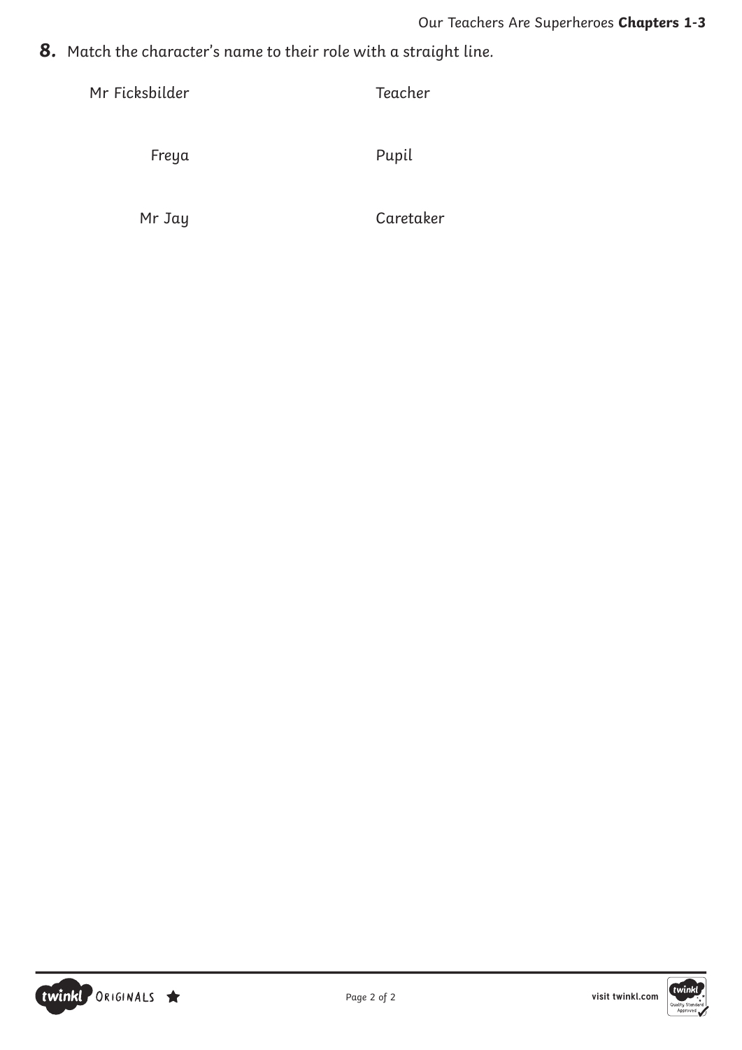**8.** Match the character's name to their role with a straight line.

| | |
|---|---|
| Mr Ficksbilder | Teacher |
| Freya | Pupil |
| Mr Jay | Caretaker |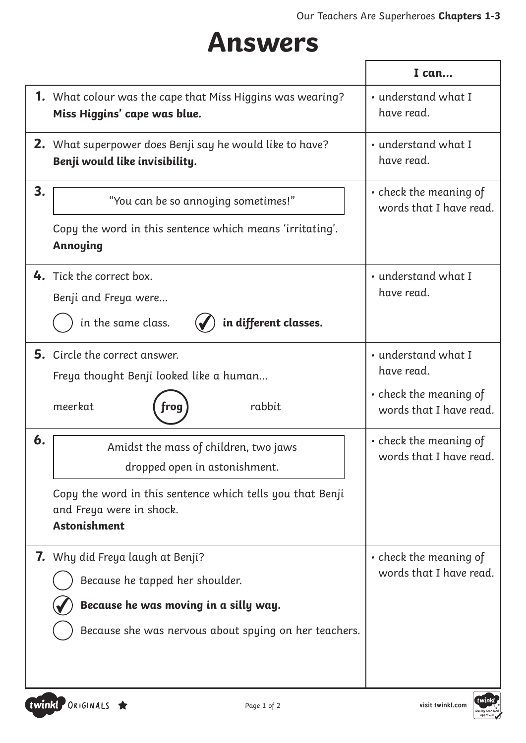# Answers

| | I can... |
|---|---|
| **1.** What colour was the cape that Miss Higgins was wearing?<br>**Miss Higgins' cape was blue.** | • understand what I have read. |
| **2.** What superpower does Benji say he would like to have?<br>**Benji would like invisibility.** | • understand what I have read. |
| **3.** "You can be so annoying sometimes!"<br>Copy the word in this sentence which means 'irritating'.<br>**Annoying** | • check the meaning of words that I have read. |
| **4.** Tick the correct box.<br>Benji and Freya were...<br>◯ in the same class. ✓ **in different classes.** | • understand what I have read. |
| **5.** Circle the correct answer.<br>Freya thought Benji looked like a human...<br>meerkat **(frog)** rabbit | • understand what I have read.<br>• check the meaning of words that I have read. |
| **6.** Amidst the mass of children, two jaws dropped open in astonishment.<br>Copy the word in this sentence which tells you that Benji and Freya were in shock.<br>**Astonishment** | • check the meaning of words that I have read. |
| **7.** Why did Freya laugh at Benji?<br>◯ Because he tapped her shoulder.<br>✓ **Because he was moving in a silly way.**<br>◯ Because she was nervous about spying on her teachers. | • check the meaning of words that I have read. |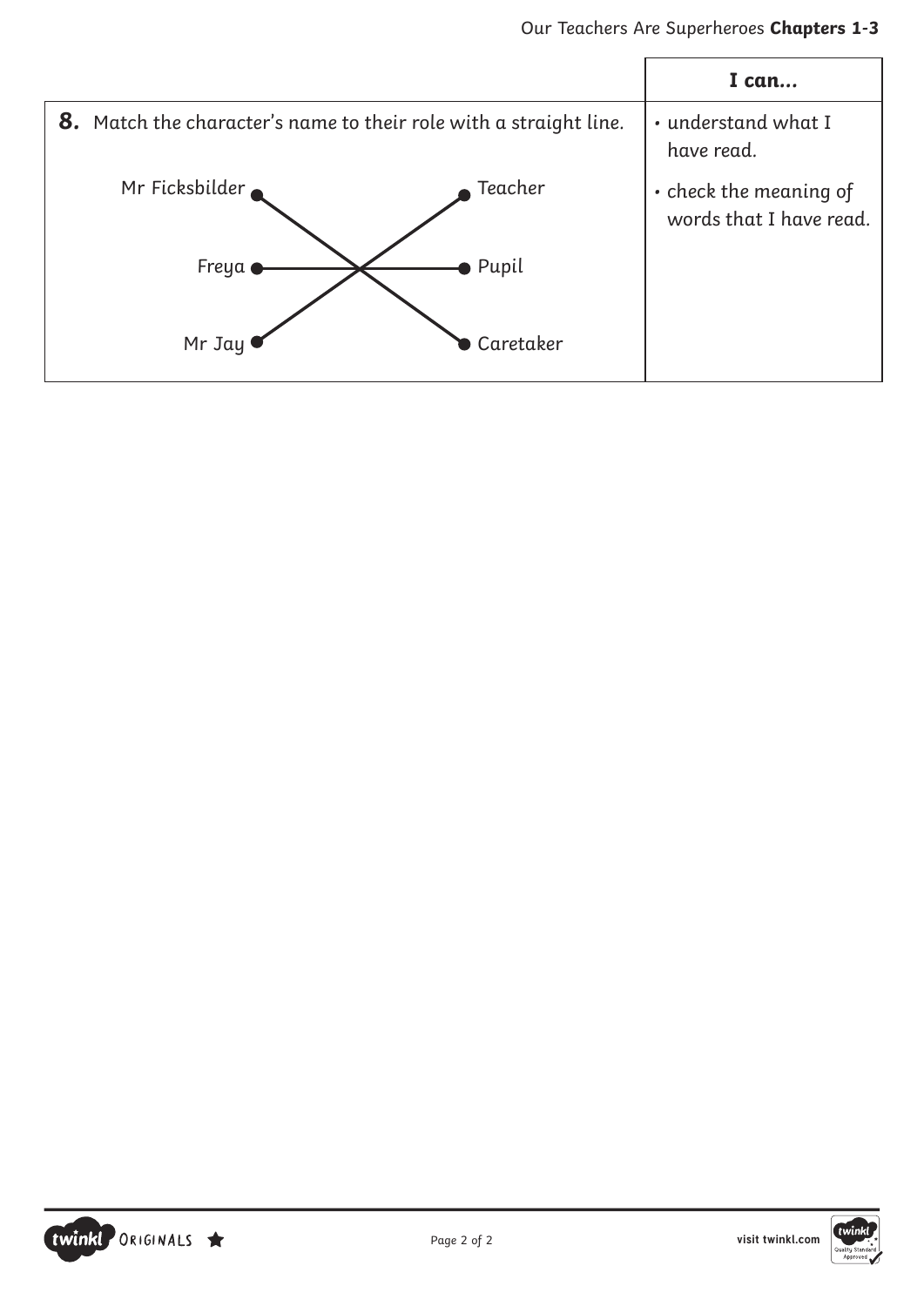| | I can... |
|---|---|
| **8.** Match the character's name to their role with a straight line.<br><br>Mr Ficksbilder ● ● Teacher<br>Freya ● ● Pupil<br>Mr Jay ● ● Caretaker | • understand what I have read.<br>• check the meaning of words that I have read. |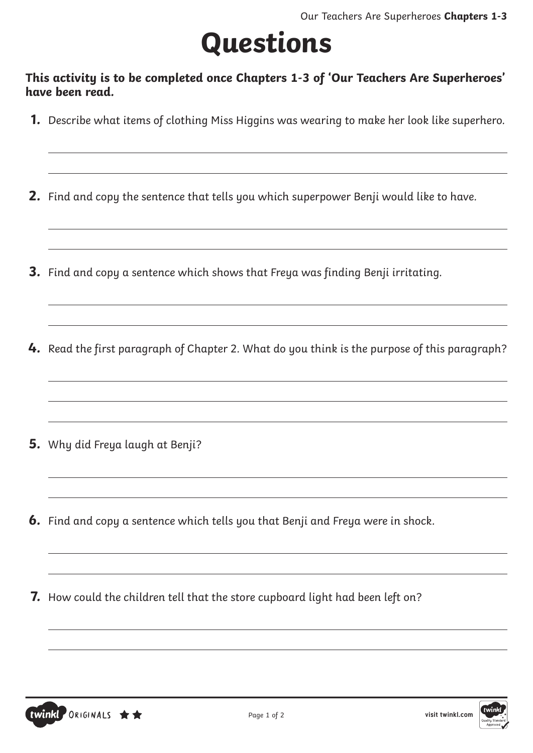# Questions

**This activity is to be completed once Chapters 1-3 of 'Our Teachers Are Superheroes' have been read.**

1. Describe what items of clothing Miss Higgins was wearing to make her look like superhero.

2. Find and copy the sentence that tells you which superpower Benji would like to have.

3. Find and copy a sentence which shows that Freya was finding Benji irritating.

4. Read the first paragraph of Chapter 2. What do you think is the purpose of this paragraph?

5. Why did Freya laugh at Benji?

6. Find and copy a sentence which tells you that Benji and Freya were in shock.

7. How could the children tell that the store cupboard light had been left on?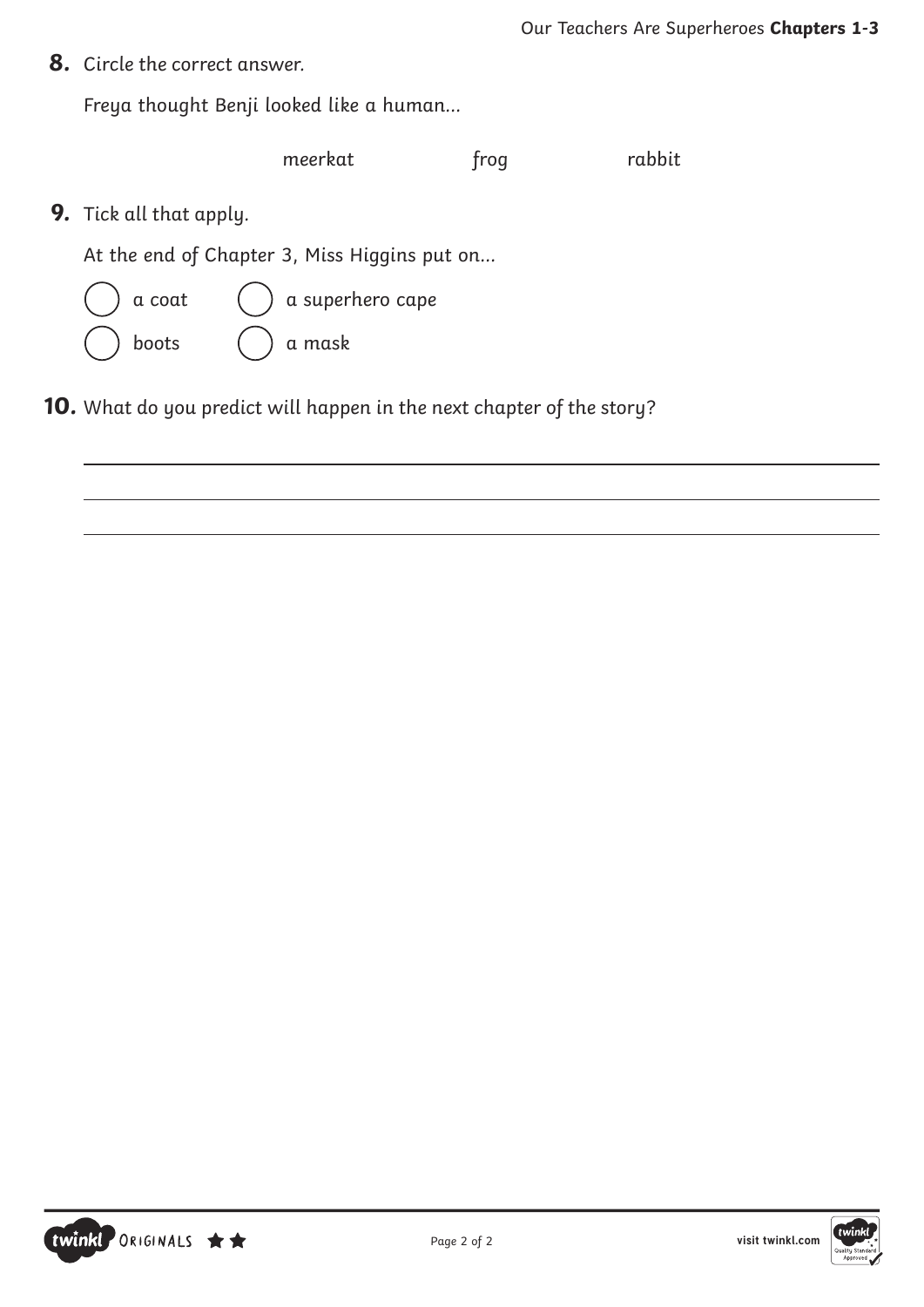**8.** Circle the correct answer.

Freya thought Benji looked like a human...

meerkat frog rabbit

**9.** Tick all that apply.

At the end of Chapter 3, Miss Higgins put on...

- ◯ a coat
- ◯ a superhero cape
- ◯ boots
- ◯ a mask

**10.** What do you predict will happen in the next chapter of the story?

_______________________________________________

_______________________________________________

_______________________________________________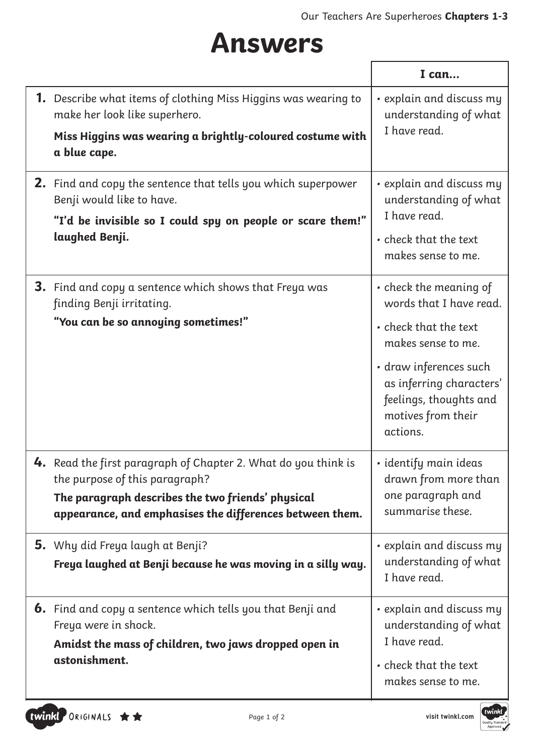# Answers

| | I can... |
|---|---|
| **1.** Describe what items of clothing Miss Higgins was wearing to make her look like superhero.<br>**Miss Higgins was wearing a brightly-coloured costume with a blue cape.** | • explain and discuss my understanding of what I have read. |
| **2.** Find and copy the sentence that tells you which superpower Benji would like to have.<br>**"I'd be invisible so I could spy on people or scare them!" laughed Benji.** | • explain and discuss my understanding of what I have read.<br>• check that the text makes sense to me. |
| **3.** Find and copy a sentence which shows that Freya was finding Benji irritating.<br>**"You can be so annoying sometimes!"** | • check the meaning of words that I have read.<br>• check that the text makes sense to me.<br>• draw inferences such as inferring characters' feelings, thoughts and motives from their actions. |
| **4.** Read the first paragraph of Chapter 2. What do you think is the purpose of this paragraph?<br>**The paragraph describes the two friends' physical appearance, and emphasises the differences between them.** | • identify main ideas drawn from more than one paragraph and summarise these. |
| **5.** Why did Freya laugh at Benji?<br>**Freya laughed at Benji because he was moving in a silly way.** | • explain and discuss my understanding of what I have read. |
| **6.** Find and copy a sentence which tells you that Benji and Freya were in shock.<br>**Amidst the mass of children, two jaws dropped open in astonishment.** | • explain and discuss my understanding of what I have read.<br>• check that the text makes sense to me. |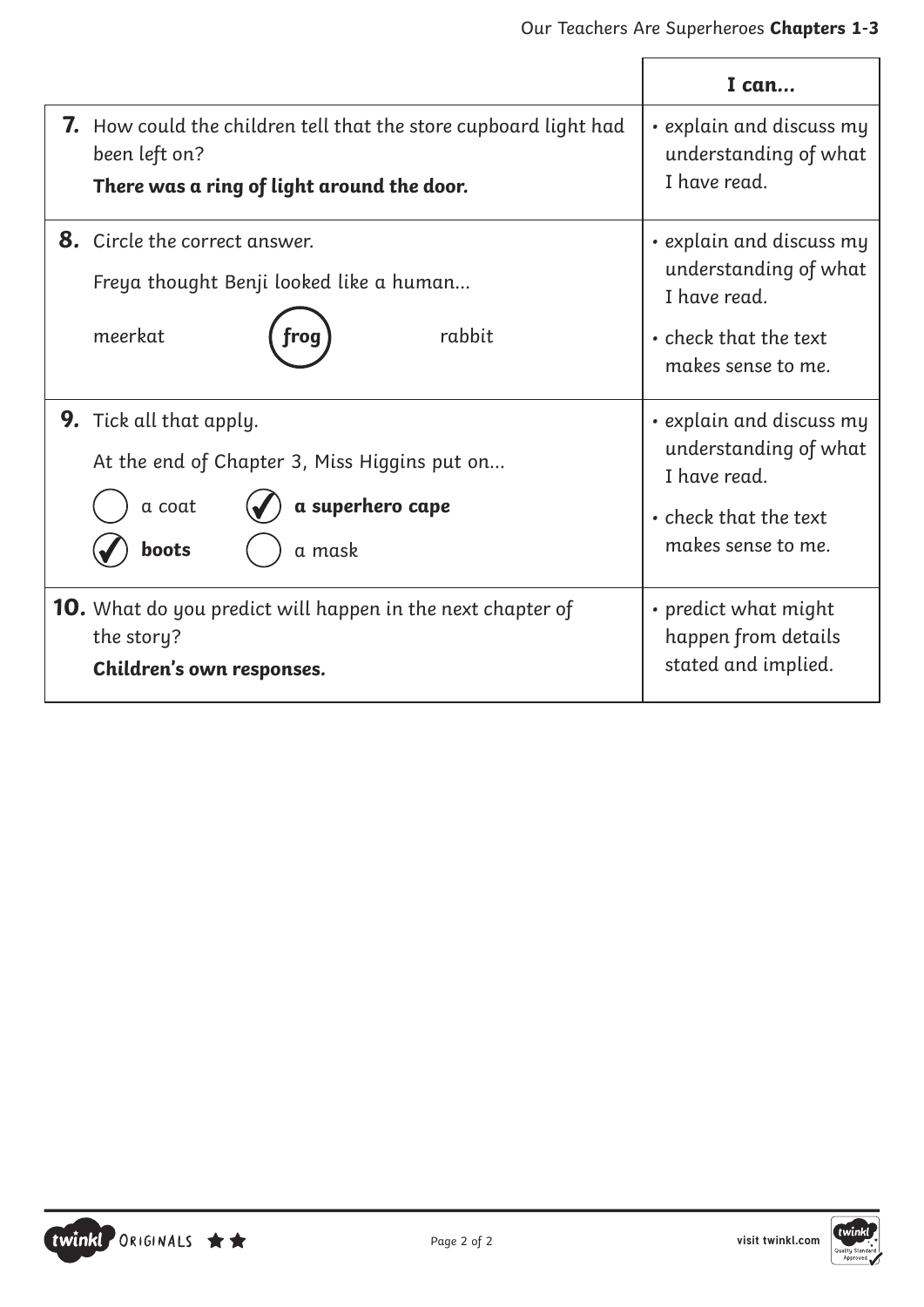| | I can... |
|---|---|
| **7.** How could the children tell that the store cupboard light had been left on?<br>**There was a ring of light around the door.** | • explain and discuss my understanding of what I have read. |
| **8.** Circle the correct answer.<br>Freya thought Benji looked like a human...<br>meerkat &nbsp;&nbsp;&nbsp; (**frog**) &nbsp;&nbsp;&nbsp; rabbit | • explain and discuss my understanding of what I have read.<br>• check that the text makes sense to me. |
| **9.** Tick all that apply.<br>At the end of Chapter 3, Miss Higgins put on...<br>◯ a coat &nbsp;&nbsp; ✔ **a superhero cape**<br>✔ **boots** &nbsp;&nbsp; ◯ a mask | • explain and discuss my understanding of what I have read.<br>• check that the text makes sense to me. |
| **10.** What do you predict will happen in the next chapter of the story?<br>**Children's own responses.** | • predict what might happen from details stated and implied. |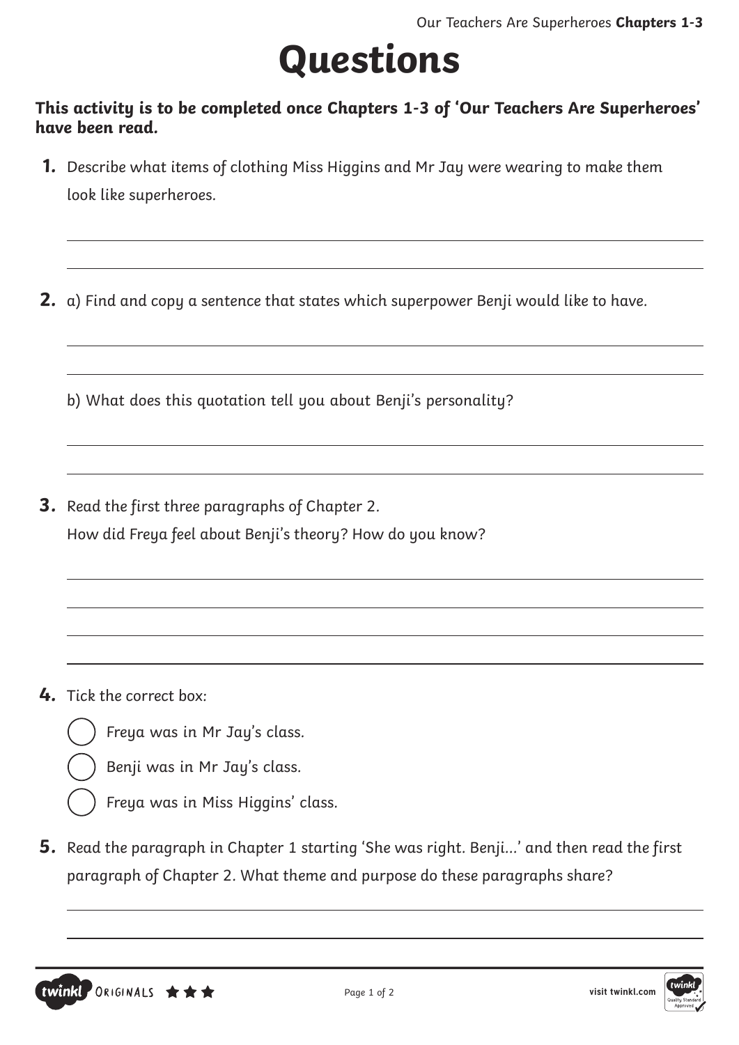# Questions

**This activity is to be completed once Chapters 1-3 of 'Our Teachers Are Superheroes' have been read.**

**1.** Describe what items of clothing Miss Higgins and Mr Jay were wearing to make them look like superheroes.

______________________________________________________________________

______________________________________________________________________

**2.** a) Find and copy a sentence that states which superpower Benji would like to have.

______________________________________________________________________

______________________________________________________________________

b) What does this quotation tell you about Benji's personality?

______________________________________________________________________

______________________________________________________________________

**3.** Read the first three paragraphs of Chapter 2.
How did Freya feel about Benji's theory? How do you know?

______________________________________________________________________

______________________________________________________________________

______________________________________________________________________

______________________________________________________________________

**4.** Tick the correct box:

- ◯ Freya was in Mr Jay's class.
- ◯ Benji was in Mr Jay's class.
- ◯ Freya was in Miss Higgins' class.

**5.** Read the paragraph in Chapter 1 starting 'She was right. Benji...' and then read the first paragraph of Chapter 2. What theme and purpose do these paragraphs share?

______________________________________________________________________

______________________________________________________________________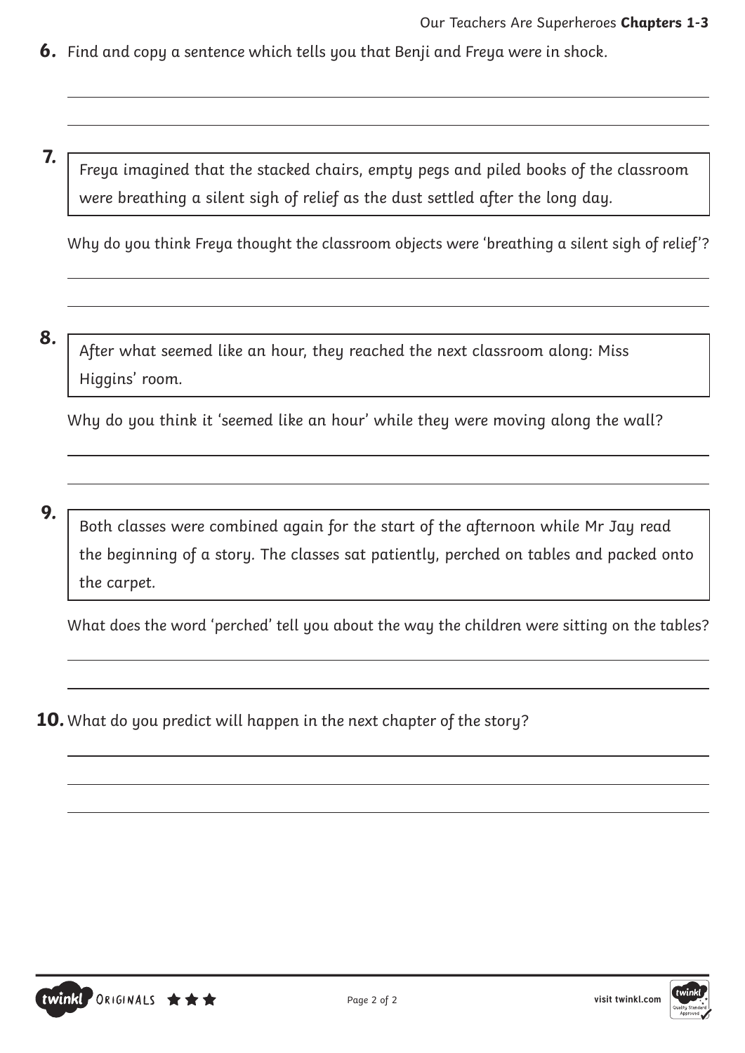**6.** Find and copy a sentence which tells you that Benji and Freya were in shock.

**7.**

> Freya imagined that the stacked chairs, empty pegs and piled books of the classroom were breathing a silent sigh of relief as the dust settled after the long day.

Why do you think Freya thought the classroom objects were 'breathing a silent sigh of relief'?

**8.**

> After what seemed like an hour, they reached the next classroom along: Miss Higgins' room.

Why do you think it 'seemed like an hour' while they were moving along the wall?

**9.**

> Both classes were combined again for the start of the afternoon while Mr Jay read the beginning of a story. The classes sat patiently, perched on tables and packed onto the carpet.

What does the word 'perched' tell you about the way the children were sitting on the tables?

**10.** What do you predict will happen in the next chapter of the story?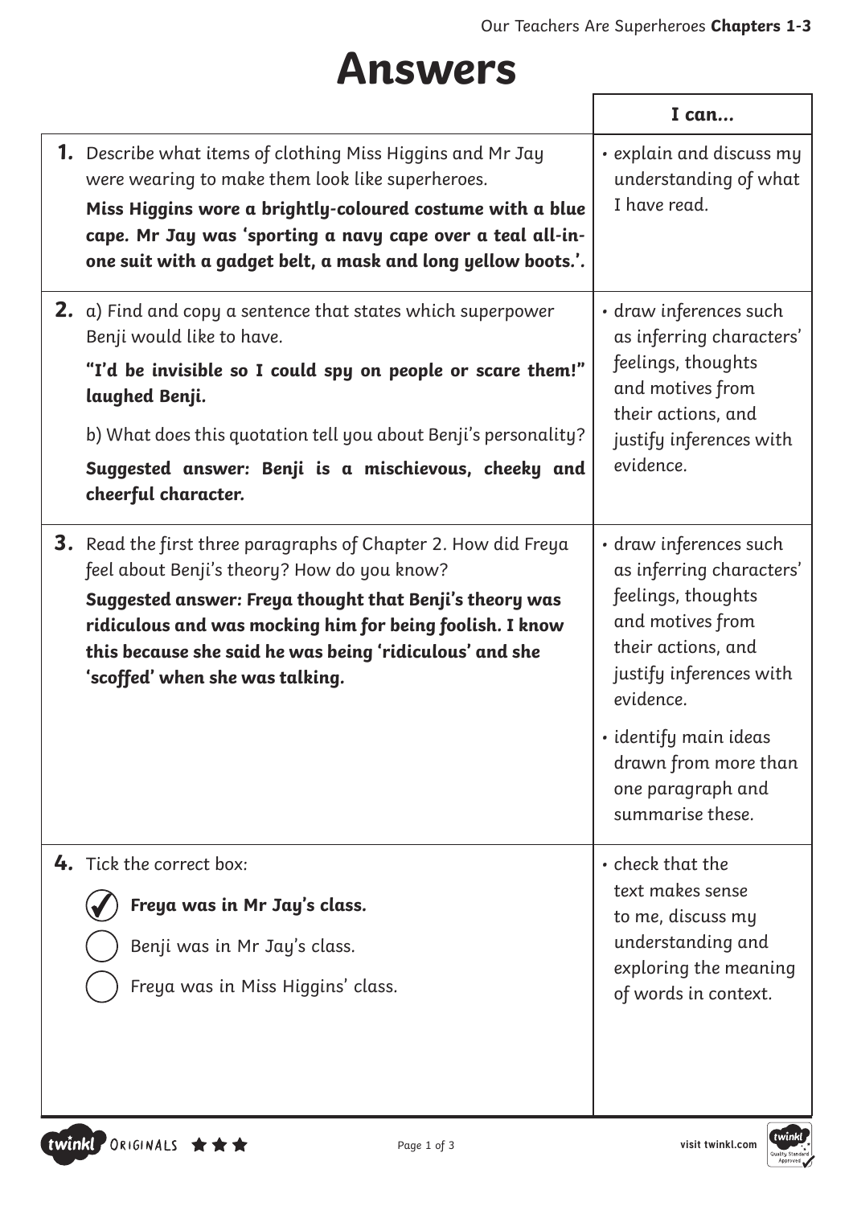# Answers

| | I can... |
|---|---|
| **1.** Describe what items of clothing Miss Higgins and Mr Jay were wearing to make them look like superheroes.<br>**Miss Higgins wore a brightly-coloured costume with a blue cape. Mr Jay was 'sporting a navy cape over a teal all-in-one suit with a gadget belt, a mask and long yellow boots.'.** | • explain and discuss my understanding of what I have read. |
| **2.** a) Find and copy a sentence that states which superpower Benji would like to have.<br>**"I'd be invisible so I could spy on people or scare them!" laughed Benji.**<br>b) What does this quotation tell you about Benji's personality?<br>**Suggested answer: Benji is a mischievous, cheeky and cheerful character.** | • draw inferences such as inferring characters' feelings, thoughts and motives from their actions, and justify inferences with evidence. |
| **3.** Read the first three paragraphs of Chapter 2. How did Freya feel about Benji's theory? How do you know?<br>**Suggested answer: Freya thought that Benji's theory was ridiculous and was mocking him for being foolish. I know this because she said he was being 'ridiculous' and she 'scoffed' when she was talking.** | • draw inferences such as inferring characters' feelings, thoughts and motives from their actions, and justify inferences with evidence.<br>• identify main ideas drawn from more than one paragraph and summarise these. |
| **4.** Tick the correct box:<br>☑ **Freya was in Mr Jay's class.**<br>○ Benji was in Mr Jay's class.<br>○ Freya was in Miss Higgins' class. | • check that the text makes sense to me, discuss my understanding and exploring the meaning of words in context. |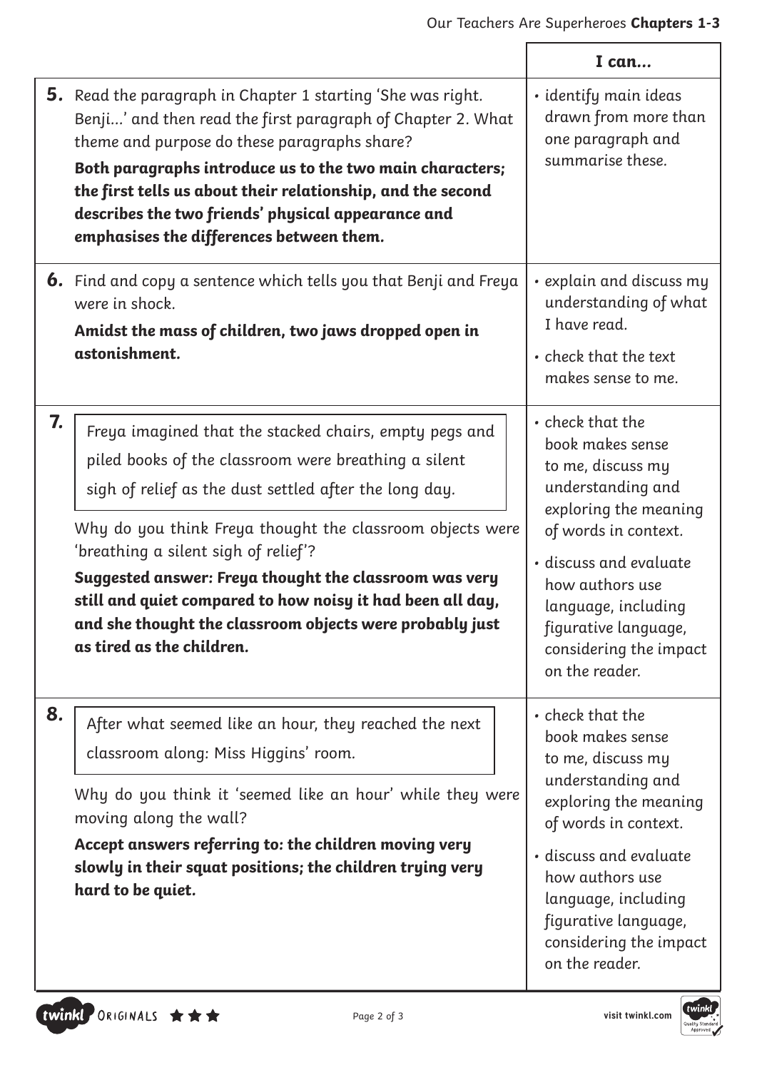| | | I can... |
|---|---|---|
| **5.** | Read the paragraph in Chapter 1 starting 'She was right. Benji...' and then read the first paragraph of Chapter 2. What theme and purpose do these paragraphs share?<br>**Both paragraphs introduce us to the two main characters; the first tells us about their relationship, and the second describes the two friends' physical appearance and emphasises the differences between them.** | • identify main ideas drawn from more than one paragraph and summarise these. |
| **6.** | Find and copy a sentence which tells you that Benji and Freya were in shock.<br>**Amidst the mass of children, two jaws dropped open in astonishment.** | • explain and discuss my understanding of what I have read.<br>• check that the text makes sense to me. |
| **7.** | Freya imagined that the stacked chairs, empty pegs and piled books of the classroom were breathing a silent sigh of relief as the dust settled after the long day.<br>Why do you think Freya thought the classroom objects were 'breathing a silent sigh of relief'?<br>**Suggested answer: Freya thought the classroom was very still and quiet compared to how noisy it had been all day, and she thought the classroom objects were probably just as tired as the children.** | • check that the book makes sense to me, discuss my understanding and exploring the meaning of words in context.<br>• discuss and evaluate how authors use language, including figurative language, considering the impact on the reader. |
| **8.** | After what seemed like an hour, they reached the next classroom along: Miss Higgins' room.<br>Why do you think it 'seemed like an hour' while they were moving along the wall?<br>**Accept answers referring to: the children moving very slowly in their squat positions; the children trying very hard to be quiet.** | • check that the book makes sense to me, discuss my understanding and exploring the meaning of words in context.<br>• discuss and evaluate how authors use language, including figurative language, considering the impact on the reader. |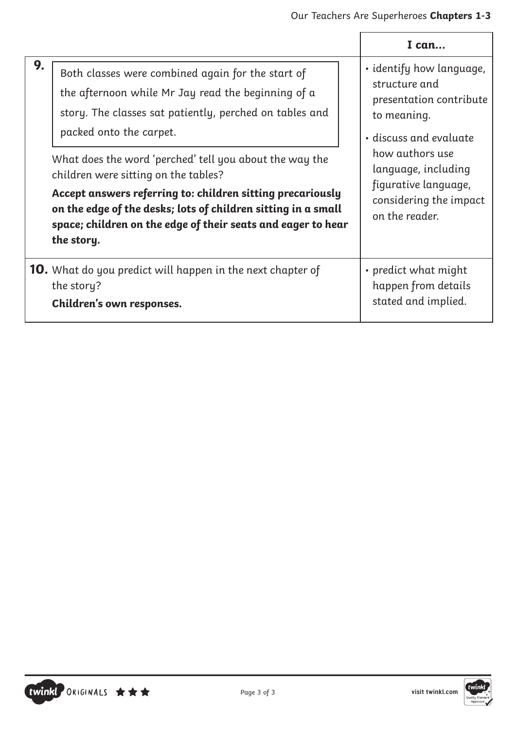| | I can... |
|---|---|
| **9.** Both classes were combined again for the start of the afternoon while Mr Jay read the beginning of a story. The classes sat patiently, perched on tables and packed onto the carpet.<br><br>What does the word 'perched' tell you about the way the children were sitting on the tables?<br><br>**Accept answers referring to: children sitting precariously on the edge of the desks; lots of children sitting in a small space; children on the edge of their seats and eager to hear the story.** | • identify how language, structure and presentation contribute to meaning.<br>• discuss and evaluate how authors use language, including figurative language, considering the impact on the reader. |
| **10.** What do you predict will happen in the next chapter of the story?<br><br>**Children's own responses.** | • predict what might happen from details stated and implied. |